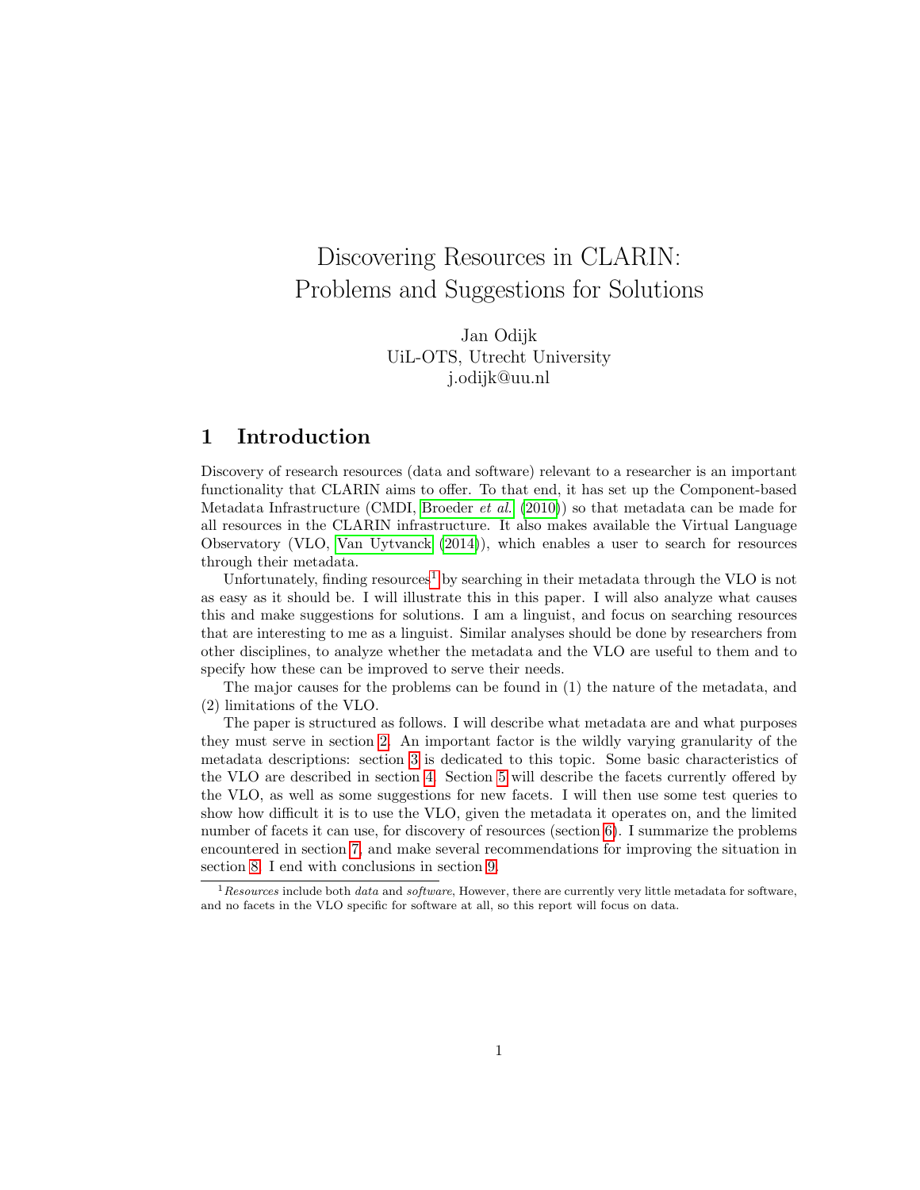# Discovering Resources in CLARIN: Problems and Suggestions for Solutions

Jan Odijk
UiL-OTS, Utrecht University
j.odijk@uu.nl

## 1 Introduction

Discovery of research resources (data and software) relevant to a researcher is an important functionality that CLARIN aims to offer. To that end, it has set up the Component-based Metadata Infrastructure (CMDI, Broeder *et al.* (2010)) so that metadata can be made for all resources in the CLARIN infrastructure. It also makes available the Virtual Language Observatory (VLO, Van Uytvanck (2014)), which enables a user to search for resources through their metadata.

Unfortunately, finding resources[1] by searching in their metadata through the VLO is not as easy as it should be. I will illustrate this in this paper. I will also analyze what causes this and make suggestions for solutions. I am a linguist, and focus on searching resources that are interesting to me as a linguist. Similar analyses should be done by researchers from other disciplines, to analyze whether the metadata and the VLO are useful to them and to specify how these can be improved to serve their needs.

The major causes for the problems can be found in (1) the nature of the metadata, and (2) limitations of the VLO.

The paper is structured as follows. I will describe what metadata are and what purposes they must serve in section 2. An important factor is the wildly varying granularity of the metadata descriptions: section 3 is dedicated to this topic. Some basic characteristics of the VLO are described in section 4. Section 5 will describe the facets currently offered by the VLO, as well as some suggestions for new facets. I will then use some test queries to show how difficult it is to use the VLO, given the metadata it operates on, and the limited number of facets it can use, for discovery of resources (section 6). I summarize the problems encountered in section 7, and make several recommendations for improving the situation in section 8. I end with conclusions in section 9.

---

[1] *Resources* include both *data* and *software*, However, there are currently very little metadata for software, and no facets in the VLO specific for software at all, so this report will focus on data.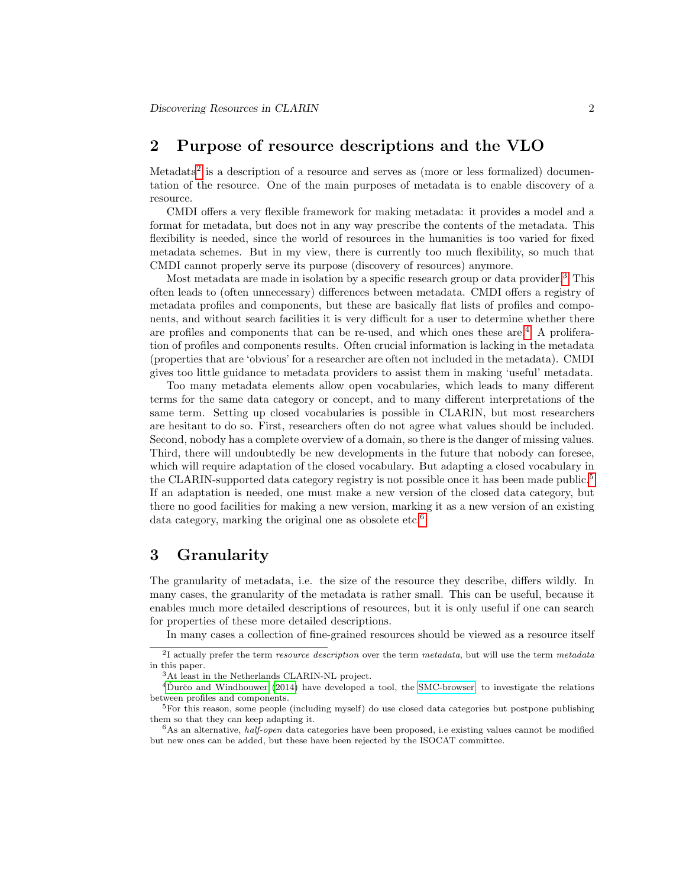## 2 Purpose of resource descriptions and the VLO

Metadata[2] is a description of a resource and serves as (more or less formalized) documentation of the resource. One of the main purposes of metadata is to enable discovery of a resource.

CMDI offers a very flexible framework for making metadata: it provides a model and a format for metadata, but does not in any way prescribe the contents of the metadata. This flexibility is needed, since the world of resources in the humanities is too varied for fixed metadata schemes. But in my view, there is currently too much flexibility, so much that CMDI cannot properly serve its purpose (discovery of resources) anymore.

Most metadata are made in isolation by a specific research group or data provider.[3] This often leads to (often unnecessary) differences between metadata. CMDI offers a registry of metadata profiles and components, but these are basically flat lists of profiles and components, and without search facilities it is very difficult for a user to determine whether there are profiles and components that can be re-used, and which ones these are.[4] A proliferation of profiles and components results. Often crucial information is lacking in the metadata (properties that are 'obvious' for a researcher are often not included in the metadata). CMDI gives too little guidance to metadata providers to assist them in making 'useful' metadata.

Too many metadata elements allow open vocabularies, which leads to many different terms for the same data category or concept, and to many different interpretations of the same term. Setting up closed vocabularies is possible in CLARIN, but most researchers are hesitant to do so. First, researchers often do not agree what values should be included. Second, nobody has a complete overview of a domain, so there is the danger of missing values. Third, there will undoubtedly be new developments in the future that nobody can foresee, which will require adaptation of the closed vocabulary. But adapting a closed vocabulary in the CLARIN-supported data category registry is not possible once it has been made public.[5] If an adaptation is needed, one must make a new version of the closed data category, but there no good facilities for making a new version, marking it as a new version of an existing data category, marking the original one as obsolete etc.[6]

## 3 Granularity

The granularity of metadata, i.e. the size of the resource they describe, differs wildly. In many cases, the granularity of the metadata is rather small. This can be useful, because it enables much more detailed descriptions of resources, but it is only useful if one can search for properties of these more detailed descriptions.

In many cases a collection of fine-grained resources should be viewed as a resource itself

---

[2] I actually prefer the term *resource description* over the term *metadata*, but will use the term *metadata* in this paper.

[3] At least in the Netherlands CLARIN-NL project.

[4] Ďurčo and Windhouwer (2014) have developed a tool, the SMC-browser, to investigate the relations between profiles and components.

[5] For this reason, some people (including myself) do use closed data categories but postpone publishing them so that they can keep adapting it.

[6] As an alternative, *half-open* data categories have been proposed, i.e existing values cannot be modified but new ones can be added, but these have been rejected by the ISOCAT committee.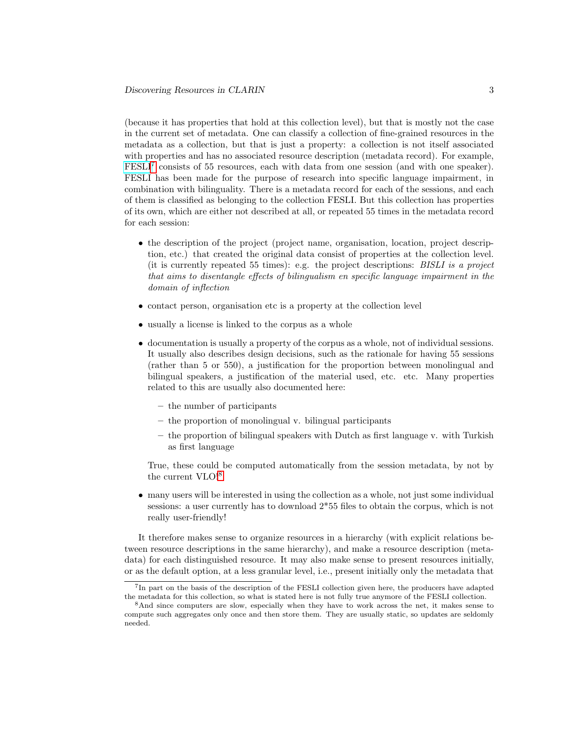(because it has properties that hold at this collection level), but that is mostly not the case in the current set of metadata. One can classify a collection of fine-grained resources in the metadata as a collection, but that is just a property: a collection is not itself associated with properties and has no associated resource description (metadata record). For example, FESLI[7] consists of 55 resources, each with data from one session (and with one speaker). FESLI has been made for the purpose of research into specific language impairment, in combination with bilinguality. There is a metadata record for each of the sessions, and each of them is classified as belonging to the collection FESLI. But this collection has properties of its own, which are either not described at all, or repeated 55 times in the metadata record for each session:

- the description of the project (project name, organisation, location, project description, etc.) that created the original data consist of properties at the collection level. (it is currently repeated 55 times): e.g. the project descriptions: *BISLI is a project that aims to disentangle effects of bilingualism en specific language impairment in the domain of inflection*
- contact person, organisation etc is a property at the collection level
- usually a license is linked to the corpus as a whole
- documentation is usually a property of the corpus as a whole, not of individual sessions. It usually also describes design decisions, such as the rationale for having 55 sessions (rather than 5 or 550), a justification for the proportion between monolingual and bilingual speakers, a justification of the material used, etc. etc. Many properties related to this are usually also documented here:
  - the number of participants
  - the proportion of monolingual v. bilingual participants
  - the proportion of bilingual speakers with Dutch as first language v. with Turkish as first language

  True, these could be computed automatically from the session metadata, by not by the current VLO![8]
- many users will be interested in using the collection as a whole, not just some individual sessions: a user currently has to download 2*55 files to obtain the corpus, which is not really user-friendly!

It therefore makes sense to organize resources in a hierarchy (with explicit relations between resource descriptions in the same hierarchy), and make a resource description (metadata) for each distinguished resource. It may also make sense to present resources initially, or as the default option, at a less granular level, i.e., present initially only the metadata that

---

[7] In part on the basis of the description of the FESLI collection given here, the producers have adapted the metadata for this collection, so what is stated here is not fully true anymore of the FESLI collection.

[8] And since computers are slow, especially when they have to work across the net, it makes sense to compute such aggregates only once and then store them. They are usually static, so updates are seldomly needed.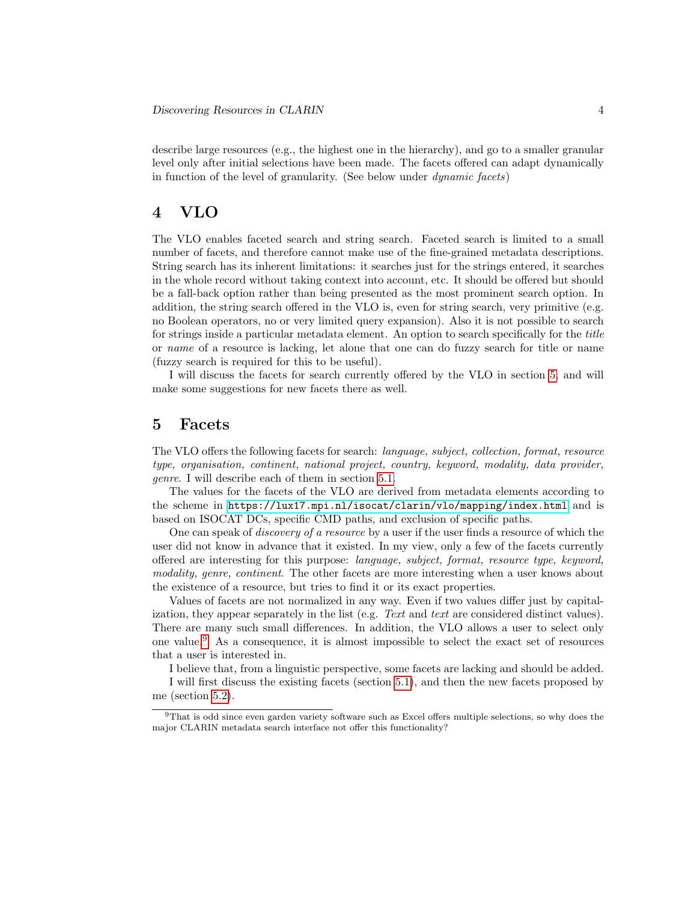describe large resources (e.g., the highest one in the hierarchy), and go to a smaller granular level only after initial selections have been made. The facets offered can adapt dynamically in function of the level of granularity. (See below under *dynamic facets*)

# 4 VLO

The VLO enables faceted search and string search. Faceted search is limited to a small number of facets, and therefore cannot make use of the fine-grained metadata descriptions. String search has its inherent limitations: it searches just for the strings entered, it searches in the whole record without taking context into account, etc. It should be offered but should be a fall-back option rather than being presented as the most prominent search option. In addition, the string search offered in the VLO is, even for string search, very primitive (e.g. no Boolean operators, no or very limited query expansion). Also it is not possible to search for strings inside a particular metadata element. An option to search specifically for the *title* or *name* of a resource is lacking, let alone that one can do fuzzy search for title or name (fuzzy search is required for this to be useful).

I will discuss the facets for search currently offered by the VLO in section 5, and will make some suggestions for new facets there as well.

# 5 Facets

The VLO offers the following facets for search: *language, subject, collection, format, resource type, organisation, continent, national project, country, keyword, modality, data provider, genre*. I will describe each of them in section 5.1.

The values for the facets of the VLO are derived from metadata elements according to the scheme in `https://lux17.mpi.nl/isocat/clarin/vlo/mapping/index.html` and is based on ISOCAT DCs, specific CMD paths, and exclusion of specific paths.

One can speak of *discovery of a resource* by a user if the user finds a resource of which the user did not know in advance that it existed. In my view, only a few of the facets currently offered are interesting for this purpose: *language, subject, format, resource type, keyword, modality, genre, continent*. The other facets are more interesting when a user knows about the existence of a resource, but tries to find it or its exact properties.

Values of facets are not normalized in any way. Even if two values differ just by capitalization, they appear separately in the list (e.g. *Text* and *text* are considered distinct values). There are many such small differences. In addition, the VLO allows a user to select only one value.[9] As a consequence, it is almost impossible to select the exact set of resources that a user is interested in.

I believe that, from a linguistic perspective, some facets are lacking and should be added.

I will first discuss the existing facets (section 5.1), and then the new facets proposed by me (section 5.2).

---

[9] That is odd since even garden variety software such as Excel offers multiple selections, so why does the major CLARIN metadata search interface not offer this functionality?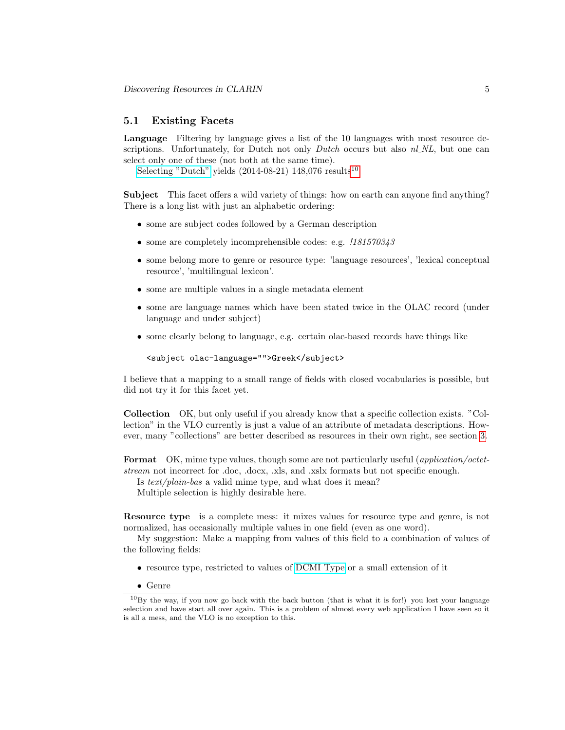## 5.1 Existing Facets

**Language** Filtering by language gives a list of the 10 languages with most resource descriptions. Unfortunately, for Dutch not only *Dutch* occurs but also *nl_NL*, but one can select only one of these (not both at the same time).

Selecting "Dutch" yields (2014-08-21) 148,076 results[10]

**Subject** This facet offers a wild variety of things: how on earth can anyone find anything? There is a long list with just an alphabetic ordering:

- some are subject codes followed by a German description
- some are completely incomprehensible codes: e.g. *!181570343*
- some belong more to genre or resource type: 'language resources', 'lexical conceptual resource', 'multilingual lexicon'.
- some are multiple values in a single metadata element
- some are language names which have been stated twice in the OLAC record (under language and under subject)
- some clearly belong to language, e.g. certain olac-based records have things like

```
<subject olac-language="">Greek</subject>
```

I believe that a mapping to a small range of fields with closed vocabularies is possible, but did not try it for this facet yet.

**Collection** OK, but only useful if you already know that a specific collection exists. "Collection" in the VLO currently is just a value of an attribute of metadata descriptions. However, many "collections" are better described as resources in their own right, see section 3.

**Format** OK, mime type values, though some are not particularly useful (*application/octet-stream* not incorrect for .doc, .docx, .xls, and .xslx formats but not specific enough.

Is *text/plain-bas* a valid mime type, and what does it mean?

Multiple selection is highly desirable here.

**Resource type** is a complete mess: it mixes values for resource type and genre, is not normalized, has occasionally multiple values in one field (even as one word).

My suggestion: Make a mapping from values of this field to a combination of values of the following fields:

- resource type, restricted to values of DCMI Type or a small extension of it
- Genre

[10] By the way, if you now go back with the back button (that is what it is for!) you lost your language selection and have start all over again. This is a problem of almost every web application I have seen so it is all a mess, and the VLO is no exception to this.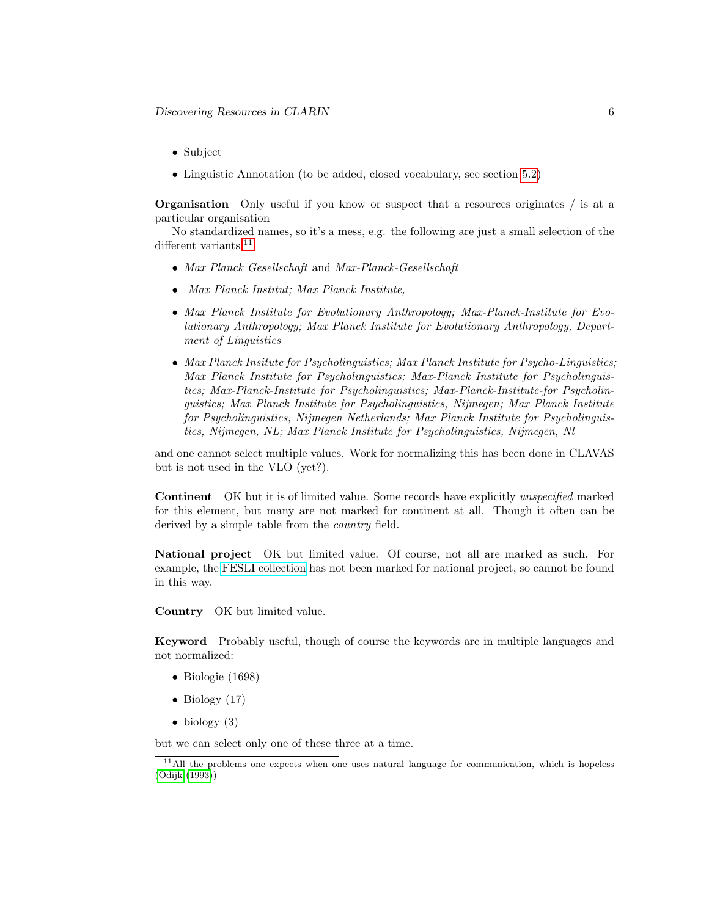- Subject
- Linguistic Annotation (to be added, closed vocabulary, see section 5.2)

**Organisation** Only useful if you know or suspect that a resources originates / is at a particular organisation

No standardized names, so it's a mess, e.g. the following are just a small selection of the different variants.[11]

- *Max Planck Gesellschaft* and *Max-Planck-Gesellschaft*
- *Max Planck Institut; Max Planck Institute,*
- *Max Planck Institute for Evolutionary Anthropology; Max-Planck-Institute for Evolutionary Anthropology; Max Planck Institute for Evolutionary Anthropology, Department of Linguistics*
- *Max Planck Insitute for Psycholinguistics; Max Planck Institute for Psycho-Linguistics; Max Planck Institute for Psycholinguistics; Max-Planck Institute for Psycholinguistics; Max-Planck-Institute for Psycholinguistics; Max-Planck-Institute-for Psycholinguistics; Max Planck Institute for Psycholinguistics, Nijmegen; Max Planck Institute for Psycholinguistics, Nijmegen Netherlands; Max Planck Institute for Psycholinguistics, Nijmegen, NL; Max Planck Institute for Psycholinguistics, Nijmegen, Nl*

and one cannot select multiple values. Work for normalizing this has been done in CLAVAS but is not used in the VLO (yet?).

**Continent** OK but it is of limited value. Some records have explicitly *unspecified* marked for this element, but many are not marked for continent at all. Though it often can be derived by a simple table from the *country* field.

**National project** OK but limited value. Of course, not all are marked as such. For example, the FESLI collection has not been marked for national project, so cannot be found in this way.

**Country** OK but limited value.

**Keyword** Probably useful, though of course the keywords are in multiple languages and not normalized:

- Biologie (1698)
- Biology (17)
- biology (3)

but we can select only one of these three at a time.

[11] All the problems one expects when one uses natural language for communication, which is hopeless (Odijk (1993))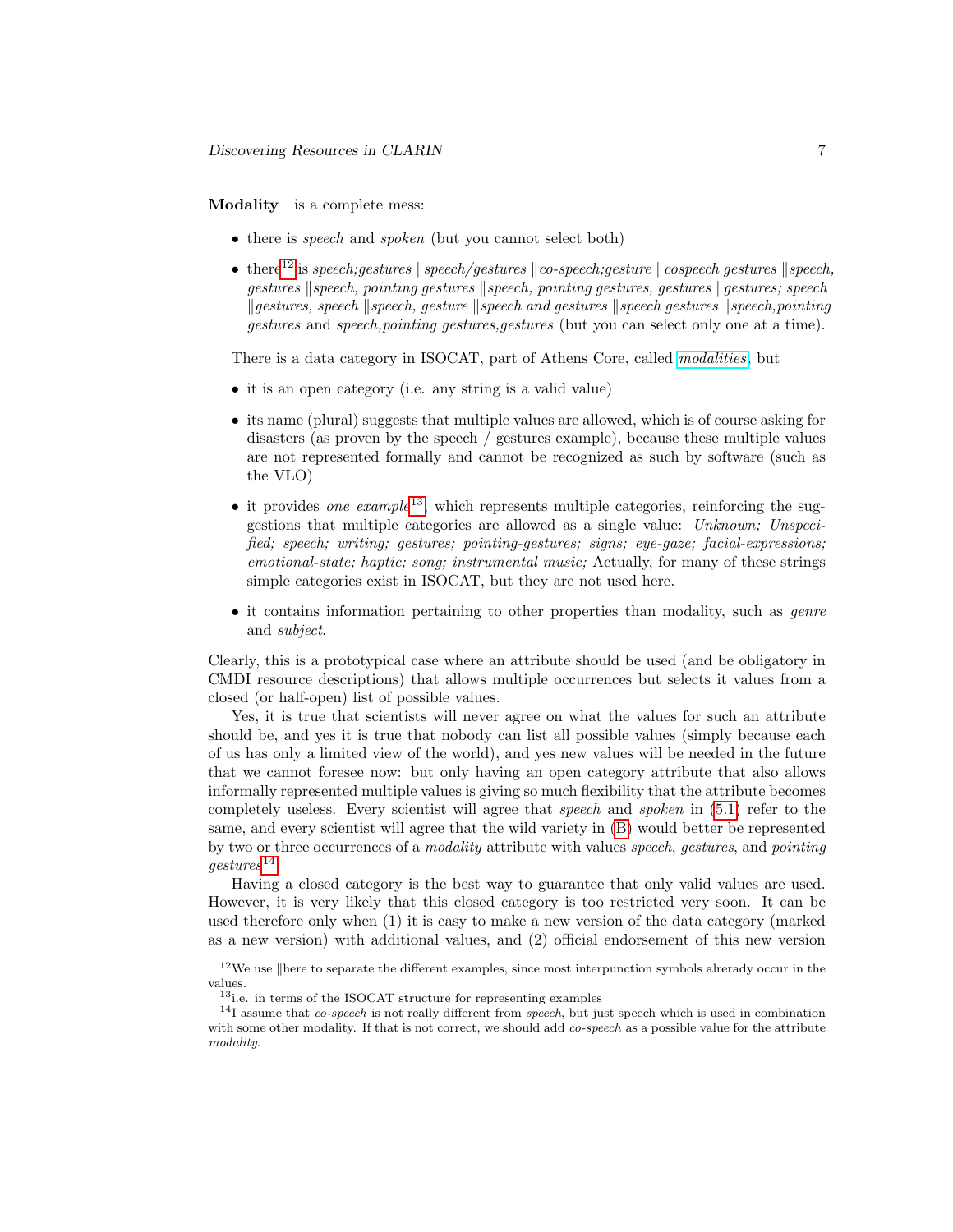**Modality** is a complete mess:

- there is *speech* and *spoken* (but you cannot select both)
- there[12] is *speech;gestures* ‖ *speech/gestures* ‖ *co-speech;gesture* ‖ *cospeech gestures* ‖ *speech, gestures* ‖ *speech, pointing gestures* ‖ *speech, pointing gestures, gestures* ‖ *gestures; speech* ‖ *gestures, speech* ‖ *speech, gesture* ‖ *speech and gestures* ‖ *speech gestures* ‖ *speech,pointing gestures* and *speech,pointing gestures,gestures* (but you can select only one at a time).

There is a data category in ISOCAT, part of Athens Core, called *modalities*, but

- it is an open category (i.e. any string is a valid value)
- its name (plural) suggests that multiple values are allowed, which is of course asking for disasters (as proven by the speech / gestures example), because these multiple values are not represented formally and cannot be recognized as such by software (such as the VLO)
- it provides *one example*[13], which represents multiple categories, reinforcing the suggestions that multiple categories are allowed as a single value: *Unknown; Unspecified; speech; writing; gestures; pointing-gestures; signs; eye-gaze; facial-expressions; emotional-state; haptic; song; instrumental music;* Actually, for many of these strings simple categories exist in ISOCAT, but they are not used here.
- it contains information pertaining to other properties than modality, such as *genre* and *subject*.

Clearly, this is a prototypical case where an attribute should be used (and be obligatory in CMDI resource descriptions) that allows multiple occurrences but selects it values from a closed (or half-open) list of possible values.

Yes, it is true that scientists will never agree on what the values for such an attribute should be, and yes it is true that nobody can list all possible values (simply because each of us has only a limited view of the world), and yes new values will be needed in the future that we cannot foresee now: but only having an open category attribute that also allows informally represented multiple values is giving so much flexibility that the attribute becomes completely useless. Every scientist will agree that *speech* and *spoken* in (5.1) refer to the same, and every scientist will agree that the wild variety in (B) would better be represented by two or three occurrences of a *modality* attribute with values *speech*, *gestures*, and *pointing gestures*[14].

Having a closed category is the best way to guarantee that only valid values are used. However, it is very likely that this closed category is too restricted very soon. It can be used therefore only when (1) it is easy to make a new version of the data category (marked as a new version) with additional values, and (2) official endorsement of this new version

---

[12] We use ‖ here to separate the different examples, since most interpunction symbols alreardy occur in the values.

[13] i.e. in terms of the ISOCAT structure for representing examples

[14] I assume that *co-speech* is not really different from *speech*, but just speech which is used in combination with some other modality. If that is not correct, we should add *co-speech* as a possible value for the attribute *modality*.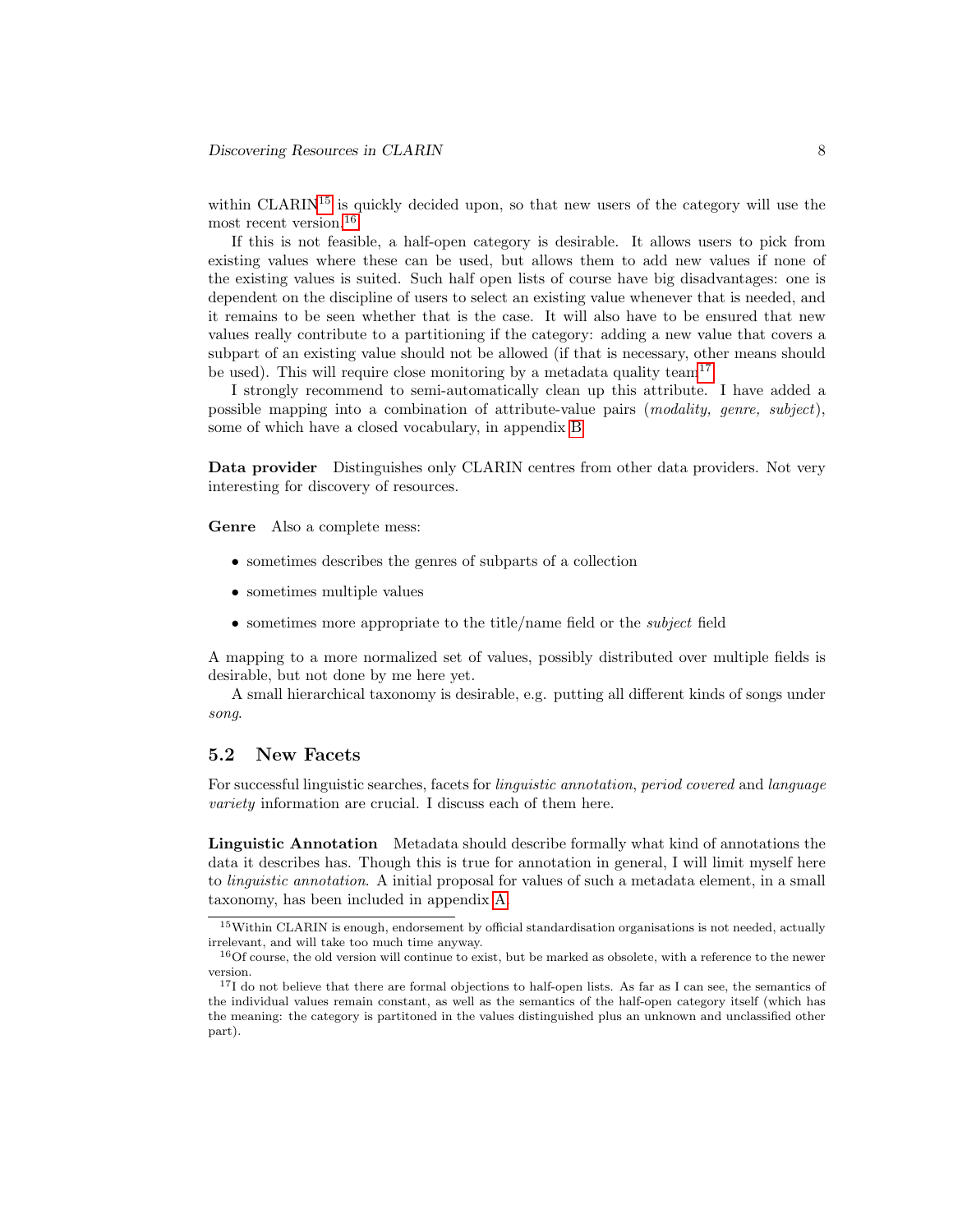within CLARIN[15] is quickly decided upon, so that new users of the category will use the most recent version.[16]

If this is not feasible, a half-open category is desirable. It allows users to pick from existing values where these can be used, but allows them to add new values if none of the existing values is suited. Such half open lists of course have big disadvantages: one is dependent on the discipline of users to select an existing value whenever that is needed, and it remains to be seen whether that is the case. It will also have to be ensured that new values really contribute to a partitioning if the category: adding a new value that covers a subpart of an existing value should not be allowed (if that is necessary, other means should be used). This will require close monitoring by a metadata quality team[17]

I strongly recommend to semi-automatically clean up this attribute. I have added a possible mapping into a combination of attribute-value pairs (*modality, genre, subject*), some of which have a closed vocabulary, in appendix B.

**Data provider** Distinguishes only CLARIN centres from other data providers. Not very interesting for discovery of resources.

**Genre** Also a complete mess:

- sometimes describes the genres of subparts of a collection
- sometimes multiple values
- sometimes more appropriate to the title/name field or the *subject* field

A mapping to a more normalized set of values, possibly distributed over multiple fields is desirable, but not done by me here yet.

A small hierarchical taxonomy is desirable, e.g. putting all different kinds of songs under *song*.

### 5.2 New Facets

For successful linguistic searches, facets for *linguistic annotation*, *period covered* and *language variety* information are crucial. I discuss each of them here.

**Linguistic Annotation** Metadata should describe formally what kind of annotations the data it describes has. Though this is true for annotation in general, I will limit myself here to *linguistic annotation*. A initial proposal for values of such a metadata element, in a small taxonomy, has been included in appendix A.

---

[15] Within CLARIN is enough, endorsement by official standardisation organisations is not needed, actually irrelevant, and will take too much time anyway.

[16] Of course, the old version will continue to exist, but be marked as obsolete, with a reference to the newer version.

[17] I do not believe that there are formal objections to half-open lists. As far as I can see, the semantics of the individual values remain constant, as well as the semantics of the half-open category itself (which has the meaning: the category is partitoned in the values distinguished plus an unknown and unclassified other part).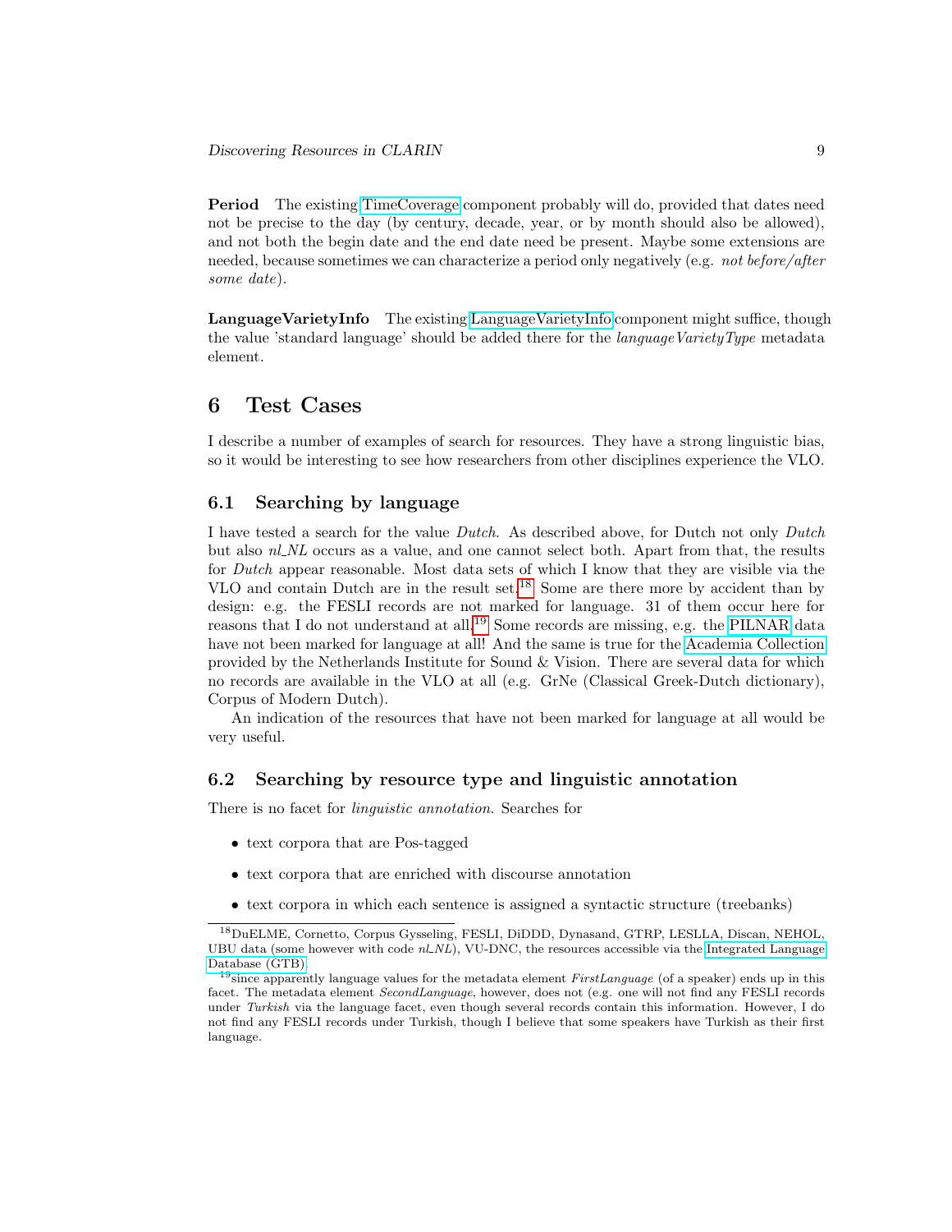**Period** The existing TimeCoverage component probably will do, provided that dates need not be precise to the day (by century, decade, year, or by month should also be allowed), and not both the begin date and the end date need be present. Maybe some extensions are needed, because sometimes we can characterize a period only negatively (e.g. *not before/after some date*).

**LanguageVarietyInfo** The existing LanguageVarietyInfo component might suffice, though the value 'standard language' should be added there for the *languageVarietyType* metadata element.

# 6 Test Cases

I describe a number of examples of search for resources. They have a strong linguistic bias, so it would be interesting to see how researchers from other disciplines experience the VLO.

## 6.1 Searching by language

I have tested a search for the value *Dutch*. As described above, for Dutch not only *Dutch* but also *nl_NL* occurs as a value, and one cannot select both. Apart from that, the results for *Dutch* appear reasonable. Most data sets of which I know that they are visible via the VLO and contain Dutch are in the result set.[18] Some are there more by accident than by design: e.g. the FESLI records are not marked for language. 31 of them occur here for reasons that I do not understand at all.[19] Some records are missing, e.g. the PILNAR data have not been marked for language at all! And the same is true for the Academia Collection provided by the Netherlands Institute for Sound & Vision. There are several data for which no records are available in the VLO at all (e.g. GrNe (Classical Greek-Dutch dictionary), Corpus of Modern Dutch).

An indication of the resources that have not been marked for language at all would be very useful.

## 6.2 Searching by resource type and linguistic annotation

There is no facet for *linguistic annotation*. Searches for

- text corpora that are Pos-tagged
- text corpora that are enriched with discourse annotation
- text corpora in which each sentence is assigned a syntactic structure (treebanks)

[18] DuELME, Cornetto, Corpus Gysseling, FESLI, DiDDD, Dynasand, GTRP, LESLLA, Discan, NEHOL, UBU data (some however with code *nl_NL*), VU-DNC, the resources accessible via the Integrated Language Database (GTB).

[19] since apparently language values for the metadata element *FirstLanguage* (of a speaker) ends up in this facet. The metadata element *SecondLanguage*, however, does not (e.g. one will not find any FESLI records under *Turkish* via the language facet, even though several records contain this information. However, I do not find any FESLI records under Turkish, though I believe that some speakers have Turkish as their first language.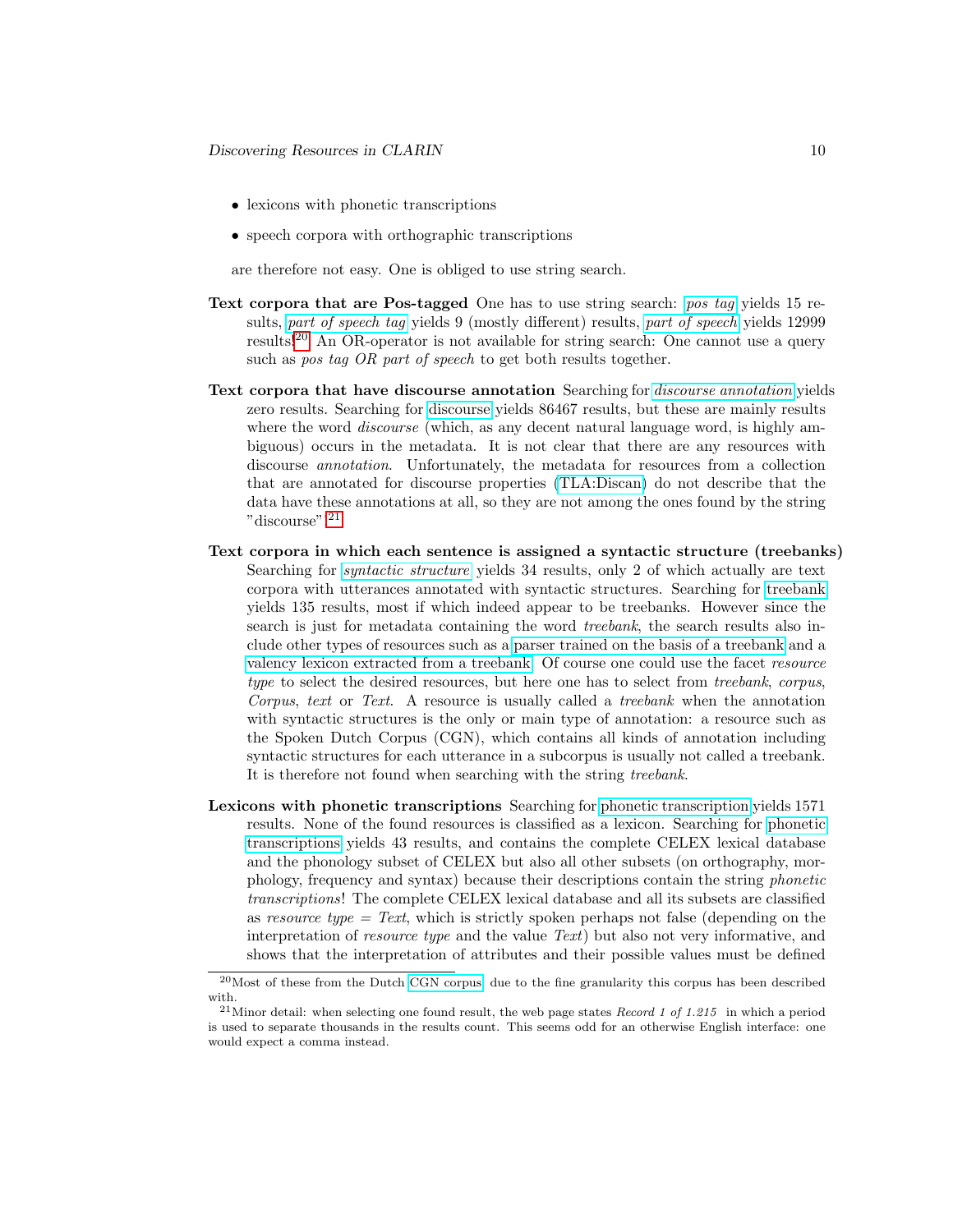- lexicons with phonetic transcriptions
- speech corpora with orthographic transcriptions

are therefore not easy. One is obliged to use string search.

**Text corpora that are Pos-tagged** One has to use string search: *pos tag* yields 15 results, *part of speech tag* yields 9 (mostly different) results, *part of speech* yields 12999 results![20] An OR-operator is not available for string search: One cannot use a query such as *pos tag OR part of speech* to get both results together.

**Text corpora that have discourse annotation** Searching for *discourse annotation* yields zero results. Searching for discourse yields 86467 results, but these are mainly results where the word *discourse* (which, as any decent natural language word, is highly ambiguous) occurs in the metadata. It is not clear that there are any resources with discourse *annotation*. Unfortunately, the metadata for resources from a collection that are annotated for discourse properties (TLA:Discan) do not describe that the data have these annotations at all, so they are not among the ones found by the string "discourse".[21]

**Text corpora in which each sentence is assigned a syntactic structure (treebanks)** Searching for *syntactic structure* yields 34 results, only 2 of which actually are text corpora with utterances annotated with syntactic structures. Searching for treebank yields 135 results, most if which indeed appear to be treebanks. However since the search is just for metadata containing the word *treebank*, the search results also include other types of resources such as a parser trained on the basis of a treebank and a valency lexicon extracted from a treebank. Of course one could use the facet *resource type* to select the desired resources, but here one has to select from *treebank*, *corpus*, *Corpus*, *text* or *Text*. A resource is usually called a *treebank* when the annotation with syntactic structures is the only or main type of annotation: a resource such as the Spoken Dutch Corpus (CGN), which contains all kinds of annotation including syntactic structures for each utterance in a subcorpus is usually not called a treebank. It is therefore not found when searching with the string *treebank*.

**Lexicons with phonetic transcriptions** Searching for phonetic transcription yields 1571 results. None of the found resources is classified as a lexicon. Searching for phonetic transcriptions yields 43 results, and contains the complete CELEX lexical database and the phonology subset of CELEX but also all other subsets (on orthography, morphology, frequency and syntax) because their descriptions contain the string *phonetic transcriptions*! The complete CELEX lexical database and all its subsets are classified as *resource type* = *Text*, which is strictly spoken perhaps not false (depending on the interpretation of *resource type* and the value *Text*) but also not very informative, and shows that the interpretation of attributes and their possible values must be defined

---

[20] Most of these from the Dutch CGN corpus, due to the fine granularity this corpus has been described with.

[21] Minor detail: when selecting one found result, the web page states *Record 1 of 1.215* in which a period is used to separate thousands in the results count. This seems odd for an otherwise English interface: one would expect a comma instead.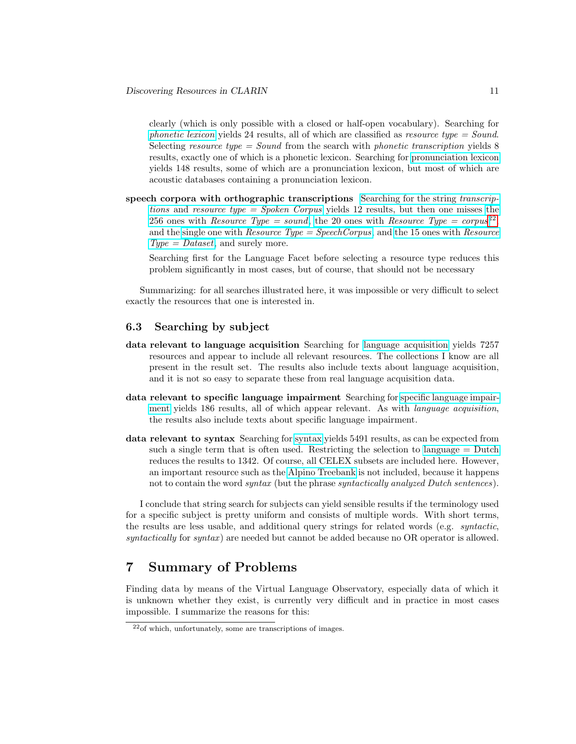clearly (which is only possible with a closed or half-open vocabulary). Searching for *phonetic lexicon* yields 24 results, all of which are classified as *resource type = Sound*. Selecting *resource type = Sound* from the search with *phonetic transcription* yields 8 results, exactly one of which is a phonetic lexicon. Searching for pronunciation lexicon yields 148 results, some of which are a pronunciation lexicon, but most of which are acoustic databases containing a pronunciation lexicon.

**speech corpora with orthographic transcriptions** Searching for the string *transcriptions* and *resource type = Spoken Corpus* yields 12 results, but then one misses the 256 ones with *Resource Type = sound*, the 20 ones with *Resource Type = corpus*[22], and the single one with *Resource Type = SpeechCorpus*, and the 15 ones with *Resource Type = Dataset*, and surely more.

Searching first for the Language Facet before selecting a resource type reduces this problem significantly in most cases, but of course, that should not be necessary

Summarizing: for all searches illustrated here, it was impossible or very difficult to select exactly the resources that one is interested in.

### 6.3 Searching by subject

**data relevant to language acquisition** Searching for language acquisition yields 7257 resources and appear to include all relevant resources. The collections I know are all present in the result set. The results also include texts about language acquisition, and it is not so easy to separate these from real language acquisition data.

**data relevant to specific language impairment** Searching for specific language impairment yields 186 results, all of which appear relevant. As with *language acquisition*, the results also include texts about specific language impairment.

**data relevant to syntax** Searching for syntax yields 5491 results, as can be expected from such a single term that is often used. Restricting the selection to language = Dutch reduces the results to 1342. Of course, all CELEX subsets are included here. However, an important resource such as the Alpino Treebank is not included, because it happens not to contain the word *syntax* (but the phrase *syntactically analyzed Dutch sentences*).

I conclude that string search for subjects can yield sensible results if the terminology used for a specific subject is pretty uniform and consists of multiple words. With short terms, the results are less usable, and additional query strings for related words (e.g. *syntactic*, *syntactically* for *syntax*) are needed but cannot be added because no OR operator is allowed.

## 7 Summary of Problems

Finding data by means of the Virtual Language Observatory, especially data of which it is unknown whether they exist, is currently very difficult and in practice in most cases impossible. I summarize the reasons for this:

[22] of which, unfortunately, some are transcriptions of images.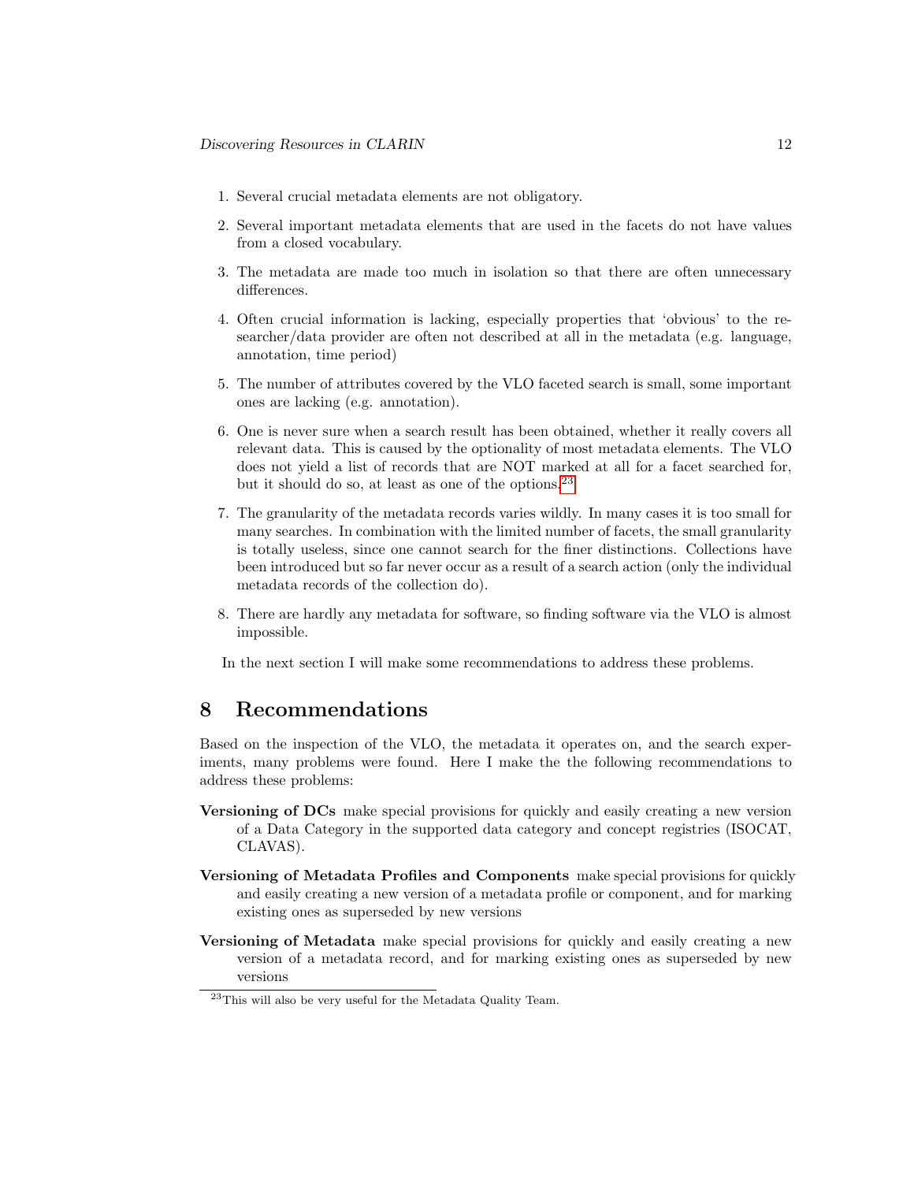1. Several crucial metadata elements are not obligatory.

2. Several important metadata elements that are used in the facets do not have values from a closed vocabulary.

3. The metadata are made too much in isolation so that there are often unnecessary differences.

4. Often crucial information is lacking, especially properties that 'obvious' to the researcher/data provider are often not described at all in the metadata (e.g. language, annotation, time period)

5. The number of attributes covered by the VLO faceted search is small, some important ones are lacking (e.g. annotation).

6. One is never sure when a search result has been obtained, whether it really covers all relevant data. This is caused by the optionality of most metadata elements. The VLO does not yield a list of records that are NOT marked at all for a facet searched for, but it should do so, at least as one of the options.[23]

7. The granularity of the metadata records varies wildly. In many cases it is too small for many searches. In combination with the limited number of facets, the small granularity is totally useless, since one cannot search for the finer distinctions. Collections have been introduced but so far never occur as a result of a search action (only the individual metadata records of the collection do).

8. There are hardly any metadata for software, so finding software via the VLO is almost impossible.

In the next section I will make some recommendations to address these problems.

# 8 Recommendations

Based on the inspection of the VLO, the metadata it operates on, and the search experiments, many problems were found. Here I make the the following recommendations to address these problems:

**Versioning of DCs** make special provisions for quickly and easily creating a new version of a Data Category in the supported data category and concept registries (ISOCAT, CLAVAS).

**Versioning of Metadata Profiles and Components** make special provisions for quickly and easily creating a new version of a metadata profile or component, and for marking existing ones as superseded by new versions

**Versioning of Metadata** make special provisions for quickly and easily creating a new version of a metadata record, and for marking existing ones as superseded by new versions

[23] This will also be very useful for the Metadata Quality Team.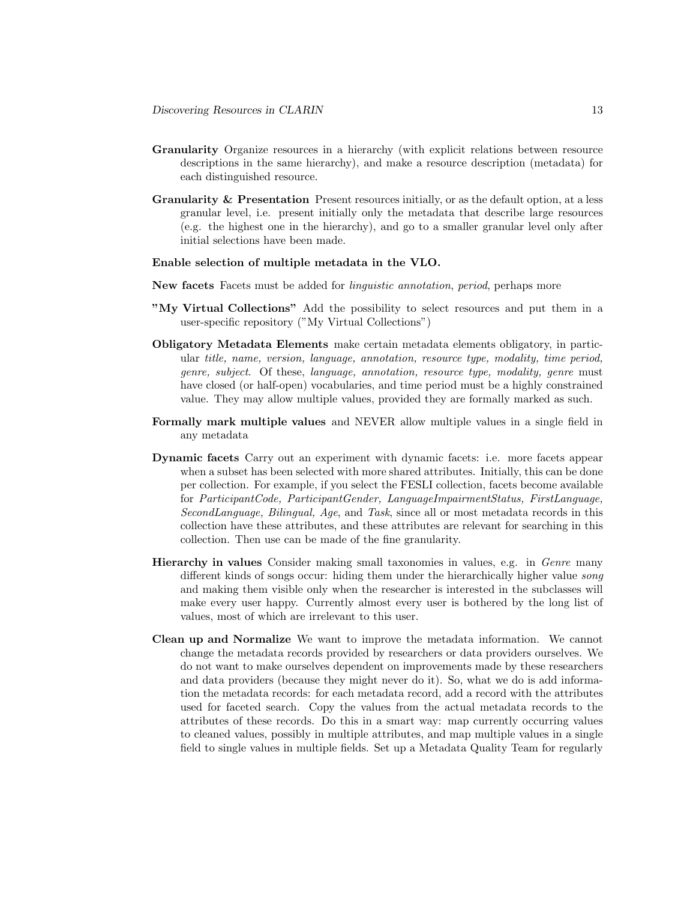**Granularity** Organize resources in a hierarchy (with explicit relations between resource descriptions in the same hierarchy), and make a resource description (metadata) for each distinguished resource.

**Granularity & Presentation** Present resources initially, or as the default option, at a less granular level, i.e. present initially only the metadata that describe large resources (e.g. the highest one in the hierarchy), and go to a smaller granular level only after initial selections have been made.

**Enable selection of multiple metadata in the VLO.**

**New facets** Facets must be added for *linguistic annotation*, *period*, perhaps more

**"My Virtual Collections"** Add the possibility to select resources and put them in a user-specific repository ("My Virtual Collections")

**Obligatory Metadata Elements** make certain metadata elements obligatory, in particular *title, name, version, language, annotation, resource type, modality, time period, genre, subject*. Of these, *language, annotation, resource type, modality, genre* must have closed (or half-open) vocabularies, and time period must be a highly constrained value. They may allow multiple values, provided they are formally marked as such.

**Formally mark multiple values** and NEVER allow multiple values in a single field in any metadata

**Dynamic facets** Carry out an experiment with dynamic facets: i.e. more facets appear when a subset has been selected with more shared attributes. Initially, this can be done per collection. For example, if you select the FESLI collection, facets become available for *ParticipantCode, ParticipantGender, LanguageImpairmentStatus, FirstLanguage, SecondLanguage, Bilingual, Age*, and *Task*, since all or most metadata records in this collection have these attributes, and these attributes are relevant for searching in this collection. Then use can be made of the fine granularity.

**Hierarchy in values** Consider making small taxonomies in values, e.g. in *Genre* many different kinds of songs occur: hiding them under the hierarchically higher value *song* and making them visible only when the researcher is interested in the subclasses will make every user happy. Currently almost every user is bothered by the long list of values, most of which are irrelevant to this user.

**Clean up and Normalize** We want to improve the metadata information. We cannot change the metadata records provided by researchers or data providers ourselves. We do not want to make ourselves dependent on improvements made by these researchers and data providers (because they might never do it). So, what we do is add information the metadata records: for each metadata record, add a record with the attributes used for faceted search. Copy the values from the actual metadata records to the attributes of these records. Do this in a smart way: map currently occurring values to cleaned values, possibly in multiple attributes, and map multiple values in a single field to single values in multiple fields. Set up a Metadata Quality Team for regularly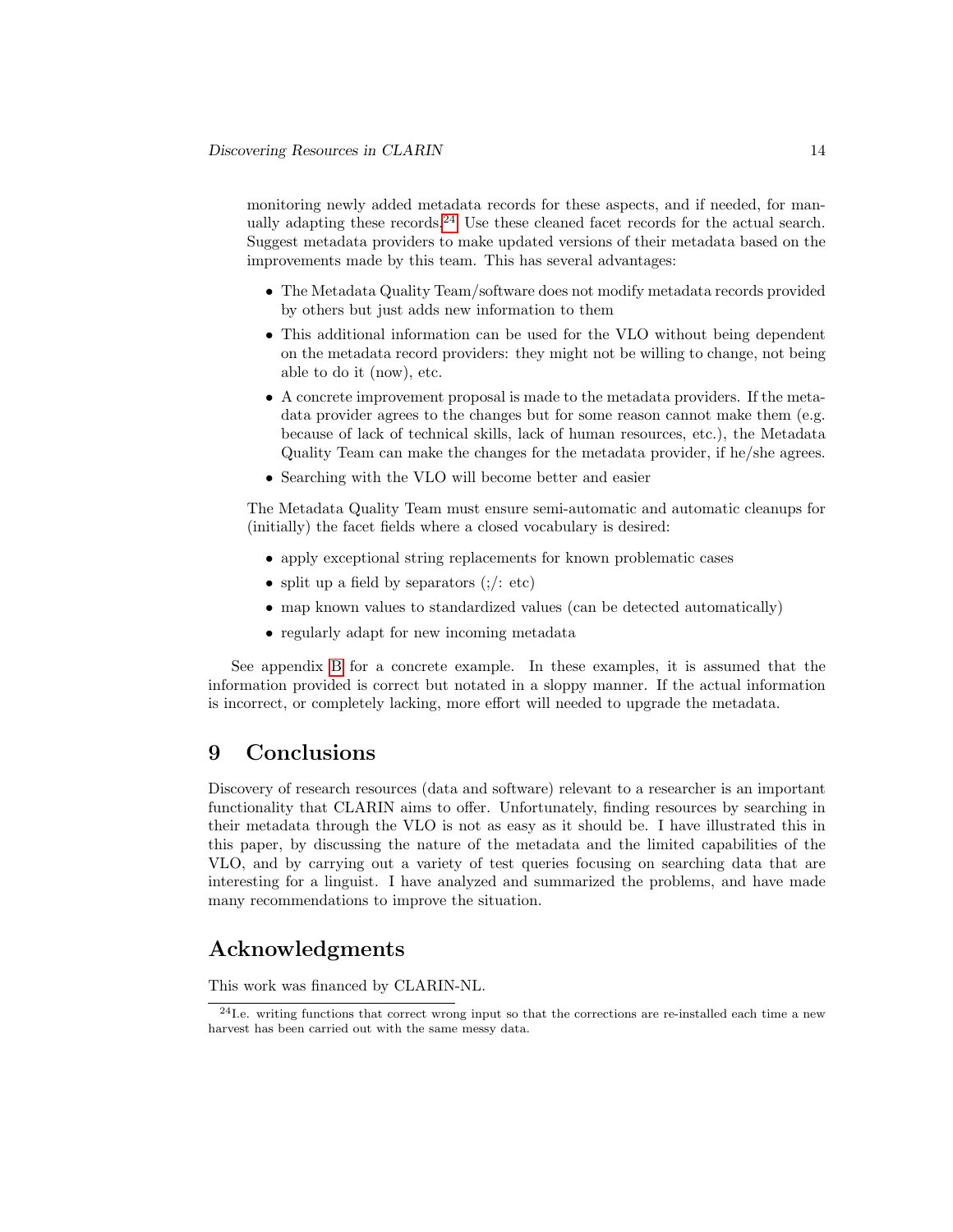monitoring newly added metadata records for these aspects, and if needed, for manually adapting these records.[24] Use these cleaned facet records for the actual search. Suggest metadata providers to make updated versions of their metadata based on the improvements made by this team. This has several advantages:

- The Metadata Quality Team/software does not modify metadata records provided by others but just adds new information to them
- This additional information can be used for the VLO without being dependent on the metadata record providers: they might not be willing to change, not being able to do it (now), etc.
- A concrete improvement proposal is made to the metadata providers. If the metadata provider agrees to the changes but for some reason cannot make them (e.g. because of lack of technical skills, lack of human resources, etc.), the Metadata Quality Team can make the changes for the metadata provider, if he/she agrees.
- Searching with the VLO will become better and easier

The Metadata Quality Team must ensure semi-automatic and automatic cleanups for (initially) the facet fields where a closed vocabulary is desired:

- apply exceptional string replacements for known problematic cases
- split up a field by separators (;/: etc)
- map known values to standardized values (can be detected automatically)
- regularly adapt for new incoming metadata

See appendix B for a concrete example. In these examples, it is assumed that the information provided is correct but notated in a sloppy manner. If the actual information is incorrect, or completely lacking, more effort will needed to upgrade the metadata.

# 9 Conclusions

Discovery of research resources (data and software) relevant to a researcher is an important functionality that CLARIN aims to offer. Unfortunately, finding resources by searching in their metadata through the VLO is not as easy as it should be. I have illustrated this in this paper, by discussing the nature of the metadata and the limited capabilities of the VLO, and by carrying out a variety of test queries focusing on searching data that are interesting for a linguist. I have analyzed and summarized the problems, and have made many recommendations to improve the situation.

# Acknowledgments

This work was financed by CLARIN-NL.

[24] I.e. writing functions that correct wrong input so that the corrections are re-installed each time a new harvest has been carried out with the same messy data.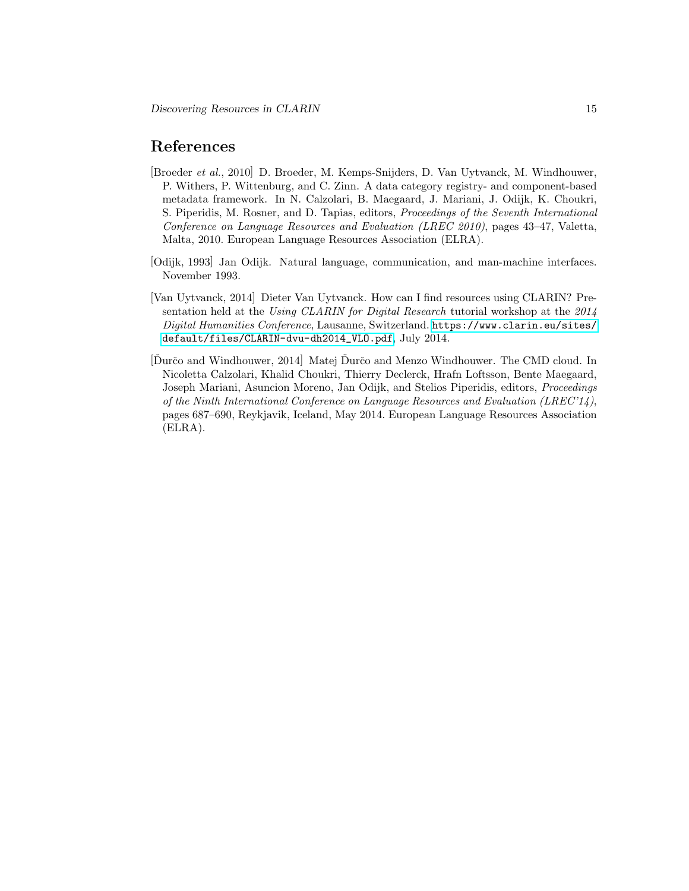## References

[Broeder *et al.*, 2010] D. Broeder, M. Kemps-Snijders, D. Van Uytvanck, M. Windhouwer, P. Withers, P. Wittenburg, and C. Zinn. A data category registry- and component-based metadata framework. In N. Calzolari, B. Maegaard, J. Mariani, J. Odijk, K. Choukri, S. Piperidis, M. Rosner, and D. Tapias, editors, *Proceedings of the Seventh International Conference on Language Resources and Evaluation (LREC 2010)*, pages 43–47, Valetta, Malta, 2010. European Language Resources Association (ELRA).

[Odijk, 1993] Jan Odijk. Natural language, communication, and man-machine interfaces. November 1993.

[Van Uytvanck, 2014] Dieter Van Uytvanck. How can I find resources using CLARIN? Presentation held at the *Using CLARIN for Digital Research* tutorial workshop at the *2014 Digital Humanities Conference*, Lausanne, Switzerland. https://www.clarin.eu/sites/default/files/CLARIN-dvu-dh2014_VLO.pdf, July 2014.

[Ďurčo and Windhouwer, 2014] Matej Ďurčo and Menzo Windhouwer. The CMD cloud. In Nicoletta Calzolari, Khalid Choukri, Thierry Declerck, Hrafn Loftsson, Bente Maegaard, Joseph Mariani, Asuncion Moreno, Jan Odijk, and Stelios Piperidis, editors, *Proceedings of the Ninth International Conference on Language Resources and Evaluation (LREC'14)*, pages 687–690, Reykjavik, Iceland, May 2014. European Language Resources Association (ELRA).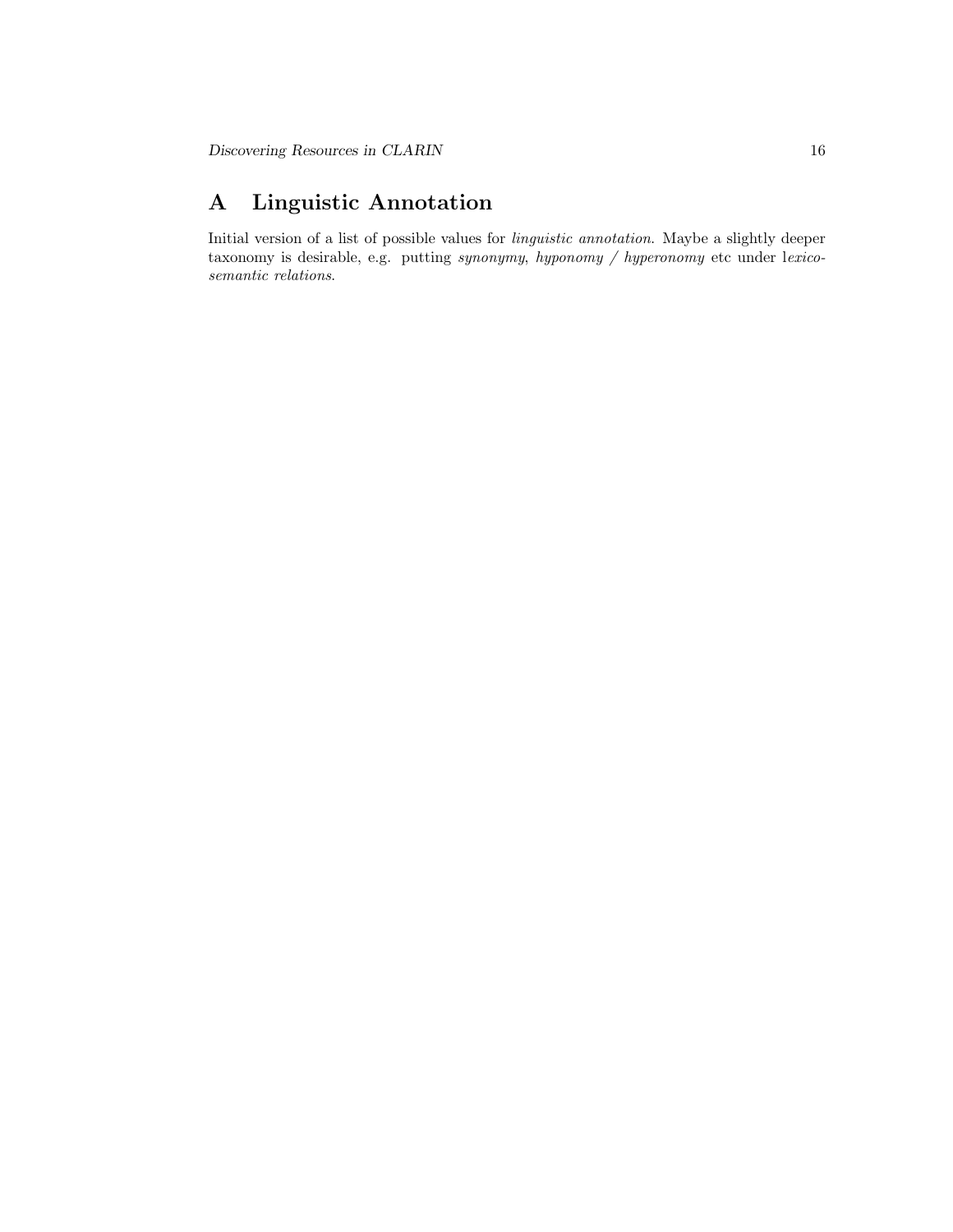# A Linguistic Annotation

Initial version of a list of possible values for *linguistic annotation*. Maybe a slightly deeper taxonomy is desirable, e.g. putting *synonymy*, *hyponomy / hyperonomy* etc under l*exico-semantic relations*.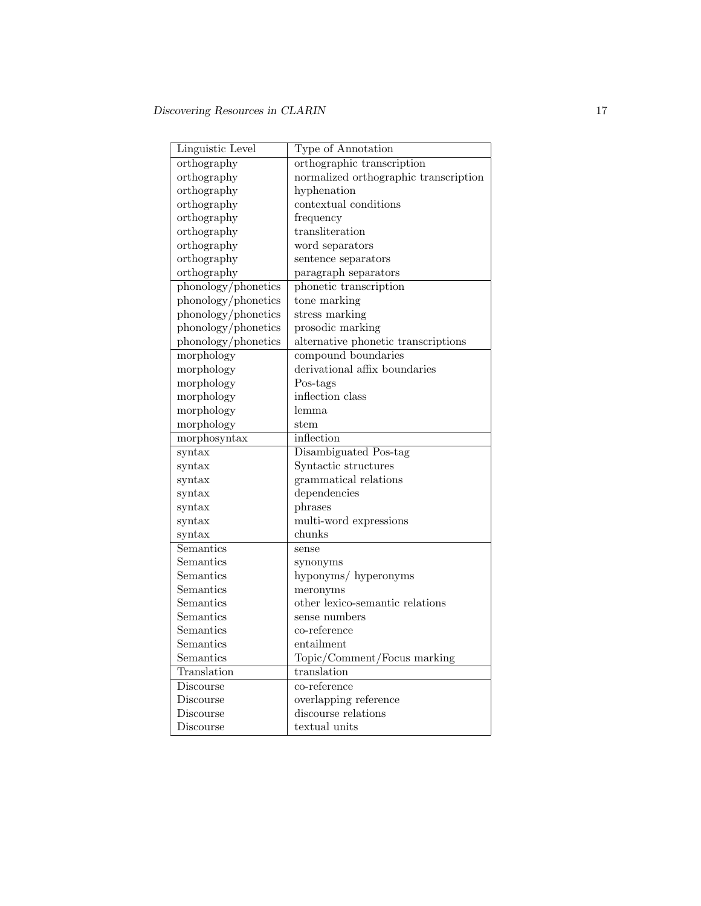| Linguistic Level | Type of Annotation |
| --- | --- |
| orthography | orthographic transcription |
| orthography | normalized orthographic transcription |
| orthography | hyphenation |
| orthography | contextual conditions |
| orthography | frequency |
| orthography | transliteration |
| orthography | word separators |
| orthography | sentence separators |
| orthography | paragraph separators |
| phonology/phonetics | phonetic transcription |
| phonology/phonetics | tone marking |
| phonology/phonetics | stress marking |
| phonology/phonetics | prosodic marking |
| phonology/phonetics | alternative phonetic transcriptions |
| morphology | compound boundaries |
| morphology | derivational affix boundaries |
| morphology | Pos-tags |
| morphology | inflection class |
| morphology | lemma |
| morphology | stem |
| morphosyntax | inflection |
| syntax | Disambiguated Pos-tag |
| syntax | Syntactic structures |
| syntax | grammatical relations |
| syntax | dependencies |
| syntax | phrases |
| syntax | multi-word expressions |
| syntax | chunks |
| Semantics | sense |
| Semantics | synonyms |
| Semantics | hyponyms/ hyperonyms |
| Semantics | meronyms |
| Semantics | other lexico-semantic relations |
| Semantics | sense numbers |
| Semantics | co-reference |
| Semantics | entailment |
| Semantics | Topic/Comment/Focus marking |
| Translation | translation |
| Discourse | co-reference |
| Discourse | overlapping reference |
| Discourse | discourse relations |
| Discourse | textual units |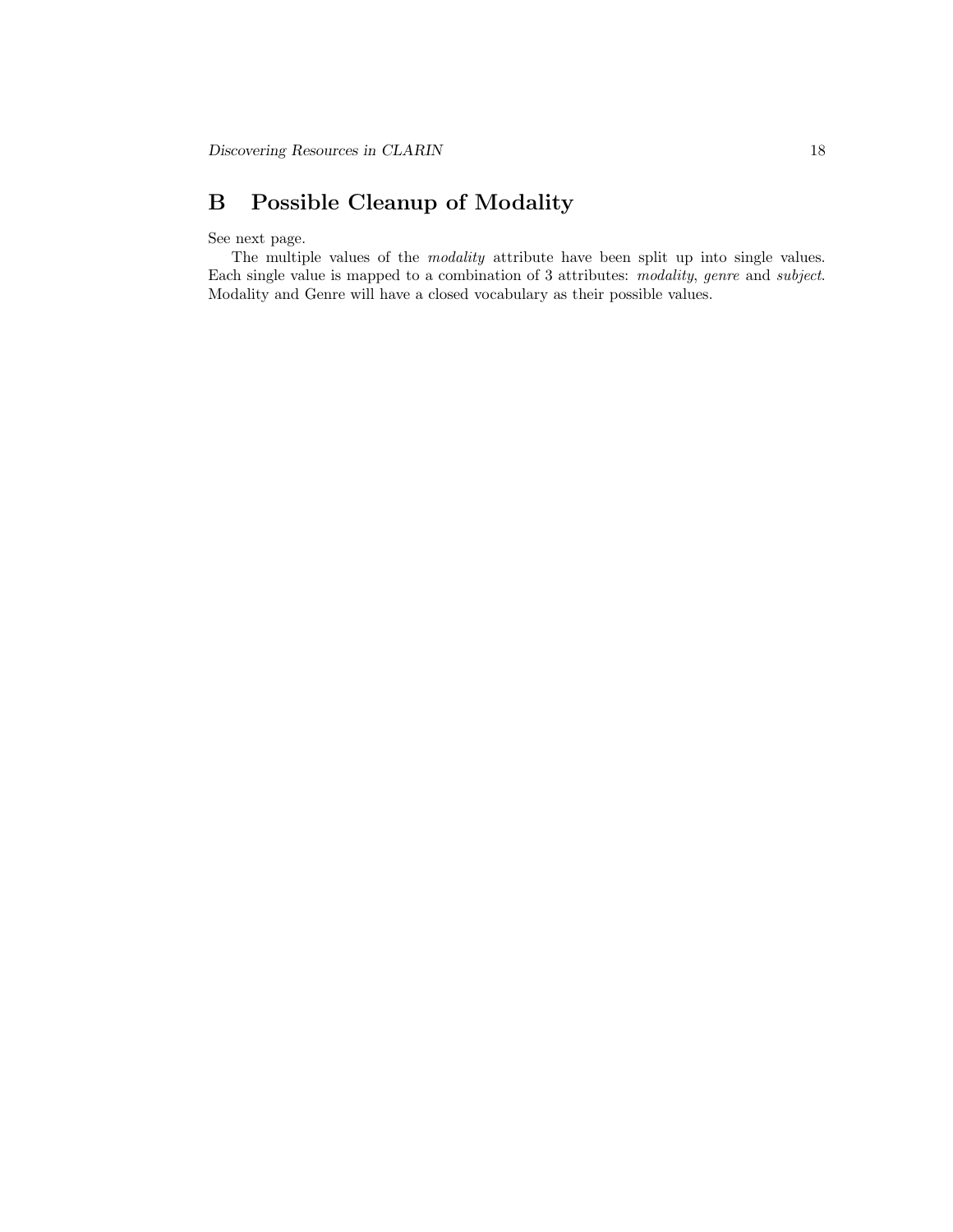# B Possible Cleanup of Modality

See next page.

The multiple values of the *modality* attribute have been split up into single values. Each single value is mapped to a combination of 3 attributes: *modality*, *genre* and *subject*. Modality and Genre will have a closed vocabulary as their possible values.